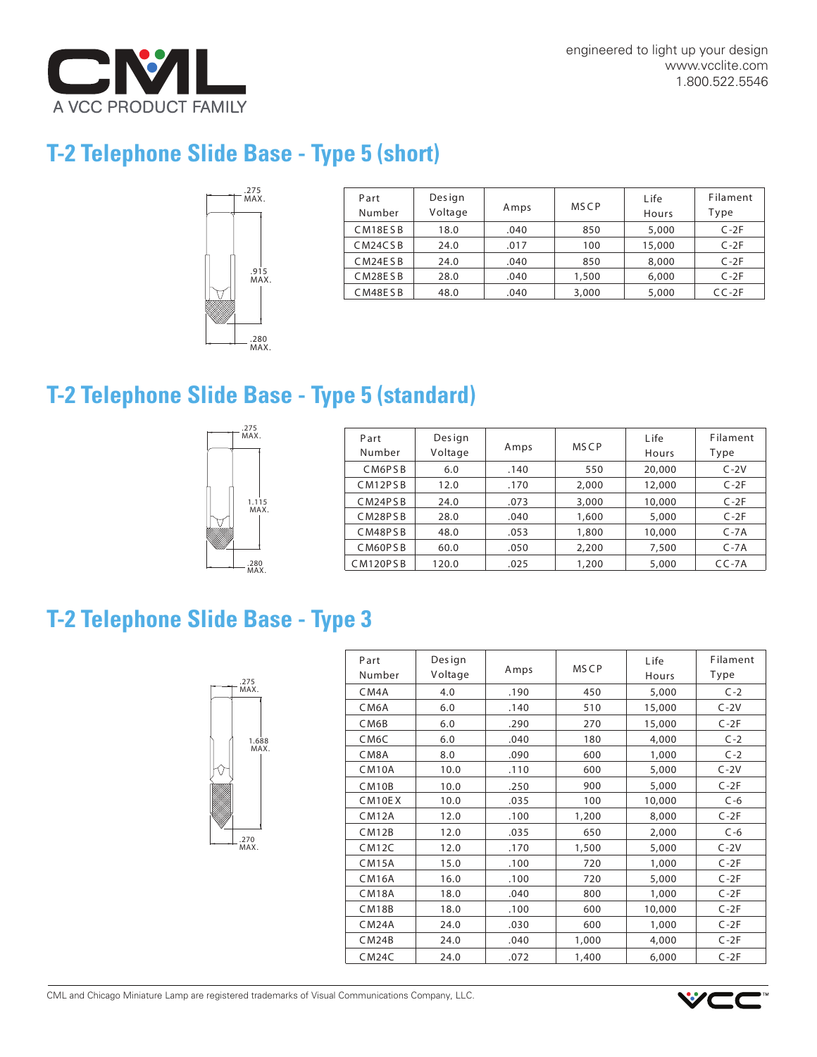engineered to light up your design
www.vcclite.com
1.800.522.5546

## T-2 Telephone Slide Base - Type 5 (short)

.275 MAX.
.915 MAX.
.280 MAX.

| Part Number | Design Voltage | Amps | MSCP | Life Hours | Filament Type |
|---|---|---|---|---|---|
| CM18ESB | 18.0 | .040 | 850 | 5,000 | C-2F |
| CM24CSB | 24.0 | .017 | 100 | 15,000 | C-2F |
| CM24ESB | 24.0 | .040 | 850 | 8,000 | C-2F |
| CM28ESB | 28.0 | .040 | 1,500 | 6,000 | C-2F |
| CM48ESB | 48.0 | .040 | 3,000 | 5,000 | CC-2F |

## T-2 Telephone Slide Base - Type 5 (standard)

.275 MAX.
1.115 MAX.
.280 MAX.

| Part Number | Design Voltage | Amps | MSCP | Life Hours | Filament Type |
|---|---|---|---|---|---|
| CM6PSB | 6.0 | .140 | 550 | 20,000 | C-2V |
| CM12PSB | 12.0 | .170 | 2,000 | 12,000 | C-2F |
| CM24PSB | 24.0 | .073 | 3,000 | 10,000 | C-2F |
| CM28PSB | 28.0 | .040 | 1,600 | 5,000 | C-2F |
| CM48PSB | 48.0 | .053 | 1,800 | 10,000 | C-7A |
| CM60PSB | 60.0 | .050 | 2,200 | 7,500 | C-7A |
| CM120PSB | 120.0 | .025 | 1,200 | 5,000 | CC-7A |

## T-2 Telephone Slide Base - Type 3

.275 MAX.
1.688 MAX.
.270 MAX.

| Part Number | Design Voltage | Amps | MSCP | Life Hours | Filament Type |
|---|---|---|---|---|---|
| CM4A | 4.0 | .190 | 450 | 5,000 | C-2 |
| CM6A | 6.0 | .140 | 510 | 15,000 | C-2V |
| CM6B | 6.0 | .290 | 270 | 15,000 | C-2F |
| CM6C | 6.0 | .040 | 180 | 4,000 | C-2 |
| CM8A | 8.0 | .090 | 600 | 1,000 | C-2 |
| CM10A | 10.0 | .110 | 600 | 5,000 | C-2V |
| CM10B | 10.0 | .250 | 900 | 5,000 | C-2F |
| CM10EX | 10.0 | .035 | 100 | 10,000 | C-6 |
| CM12A | 12.0 | .100 | 1,200 | 8,000 | C-2F |
| CM12B | 12.0 | .035 | 650 | 2,000 | C-6 |
| CM12C | 12.0 | .170 | 1,500 | 5,000 | C-2V |
| CM15A | 15.0 | .100 | 720 | 1,000 | C-2F |
| CM16A | 16.0 | .100 | 720 | 5,000 | C-2F |
| CM18A | 18.0 | .040 | 800 | 1,000 | C-2F |
| CM18B | 18.0 | .100 | 600 | 10,000 | C-2F |
| CM24A | 24.0 | .030 | 600 | 1,000 | C-2F |
| CM24B | 24.0 | .040 | 1,000 | 4,000 | C-2F |
| CM24C | 24.0 | .072 | 1,400 | 6,000 | C-2F |

CML and Chicago Miniature Lamp are registered trademarks of Visual Communications Company, LLC.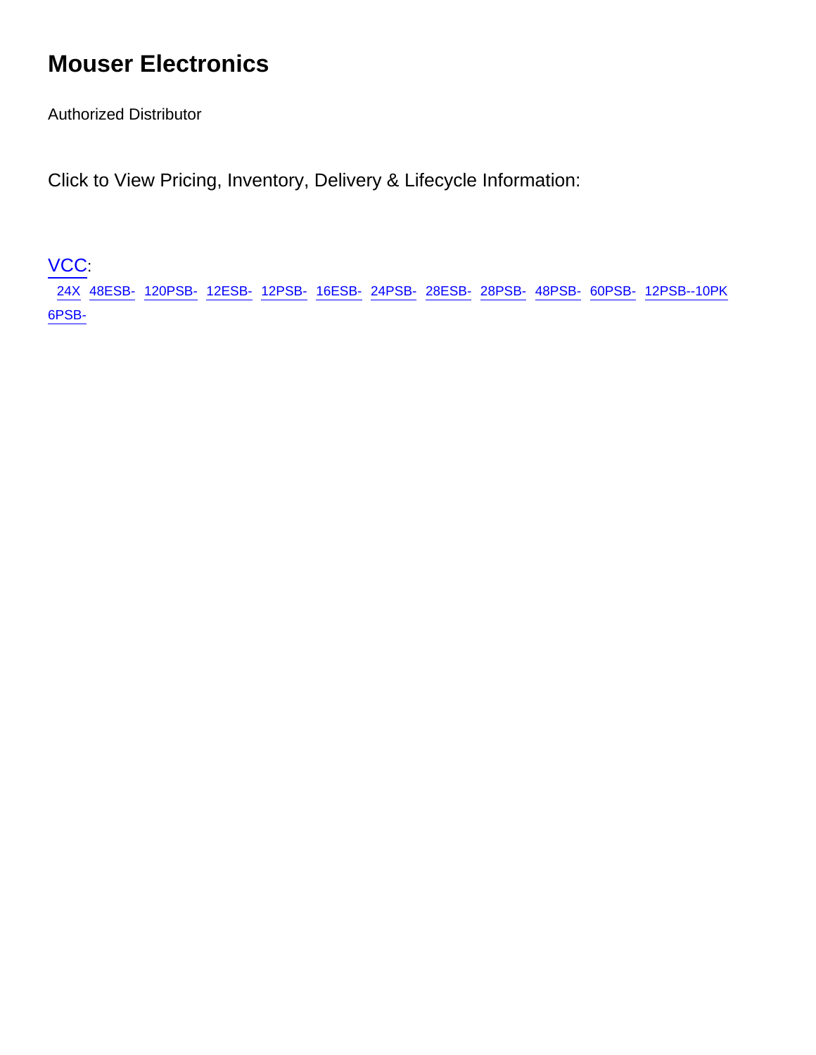# Mouser Electronics

Authorized Distributor

Click to View Pricing, Inventory, Delivery & Lifecycle Information:

VCC:

24X 48ESB- 120PSB- 12ESB- 12PSB- 16ESB- 24PSB- 28ESB- 28PSB- 48PSB- 60PSB- 12PSB--10PK 6PSB-